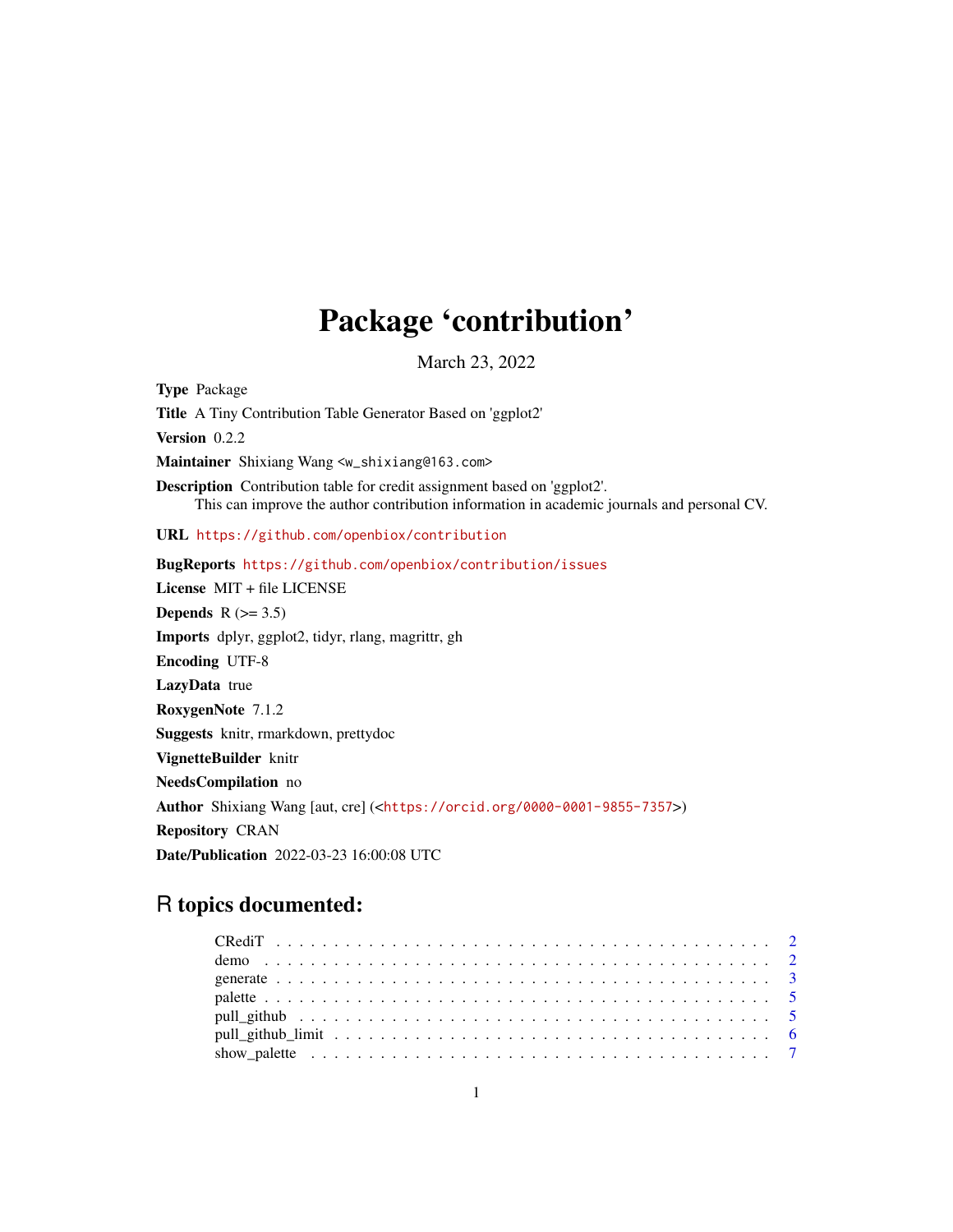# Package 'contribution'

March 23, 2022

**Type** Package

**Title** A Tiny Contribution Table Generator Based on 'ggplot2'

**Version** 0.2.2

**Maintainer** Shixiang Wang <w_shixiang@163.com>

**Description** Contribution table for credit assignment based on 'ggplot2'. This can improve the author contribution information in academic journals and personal CV.

**URL** https://github.com/openbiox/contribution

**BugReports** https://github.com/openbiox/contribution/issues

**License** MIT + file LICENSE

**Depends** R (>= 3.5)

**Imports** dplyr, ggplot2, tidyr, rlang, magrittr, gh

**Encoding** UTF-8

**LazyData** true

**RoxygenNote** 7.1.2

**Suggests** knitr, rmarkdown, prettydoc

**VignetteBuilder** knitr

**NeedsCompilation** no

**Author** Shixiang Wang [aut, cre] (<https://orcid.org/0000-0001-9855-7357>)

**Repository** CRAN

**Date/Publication** 2022-03-23 16:00:08 UTC

## R topics documented:

- CRediT . . . . . . . . . . . . . . . . . . . . . . . . . . . . . . . . . . . . . . . . . 2
- demo . . . . . . . . . . . . . . . . . . . . . . . . . . . . . . . . . . . . . . . . . . 2
- generate . . . . . . . . . . . . . . . . . . . . . . . . . . . . . . . . . . . . . . . . 3
- palette . . . . . . . . . . . . . . . . . . . . . . . . . . . . . . . . . . . . . . . . . 5
- pull_github . . . . . . . . . . . . . . . . . . . . . . . . . . . . . . . . . . . . . . 5
- pull_github_limit . . . . . . . . . . . . . . . . . . . . . . . . . . . . . . . . . . . 6
- show_palette . . . . . . . . . . . . . . . . . . . . . . . . . . . . . . . . . . . . . 7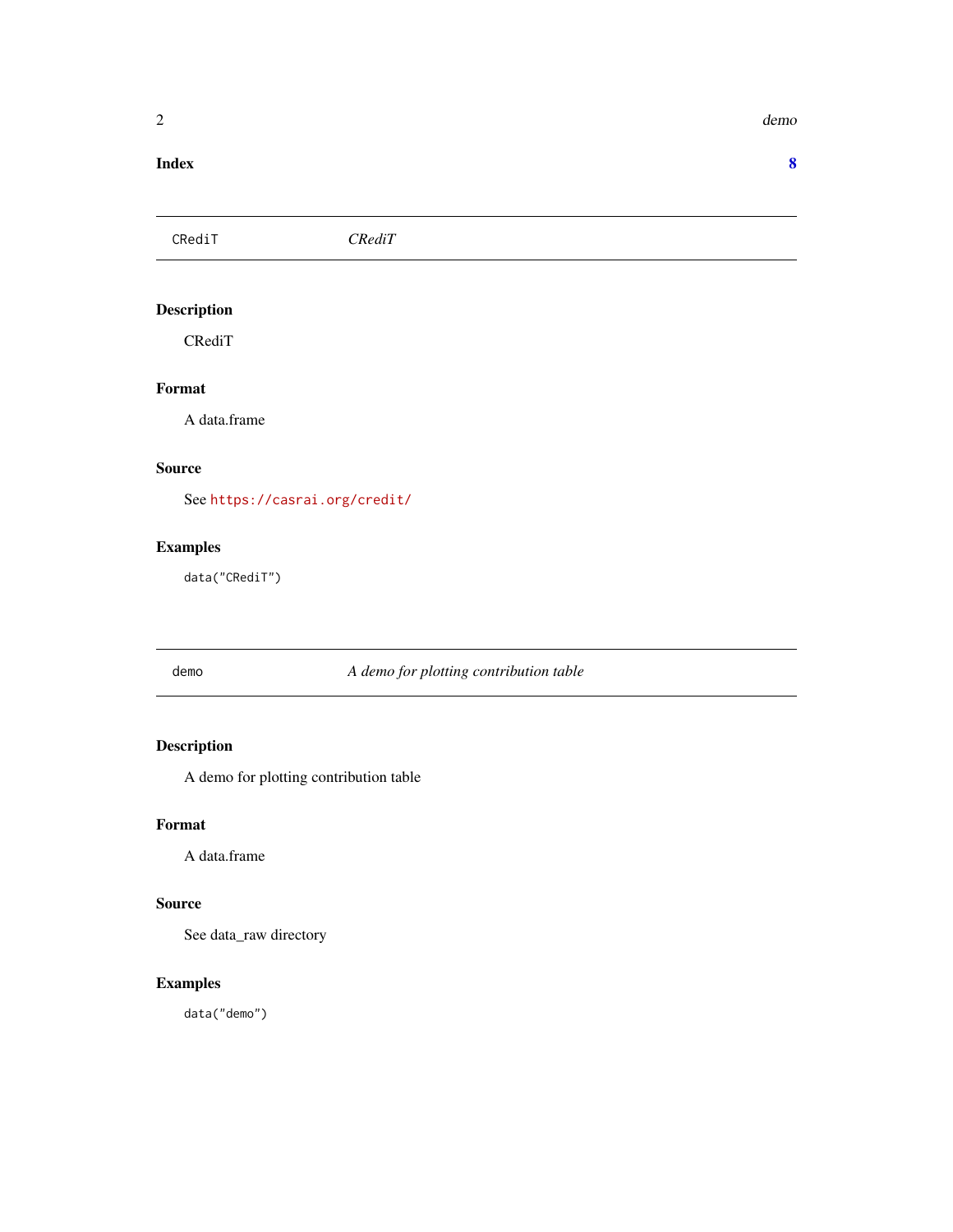**Index** **8**

## CRediT *CRediT*

### Description

CRediT

### Format

A data.frame

### Source

See https://casrai.org/credit/

### Examples

```
data("CRediT")
```

## demo *A demo for plotting contribution table*

### Description

A demo for plotting contribution table

### Format

A data.frame

### Source

See data_raw directory

### Examples

```
data("demo")
```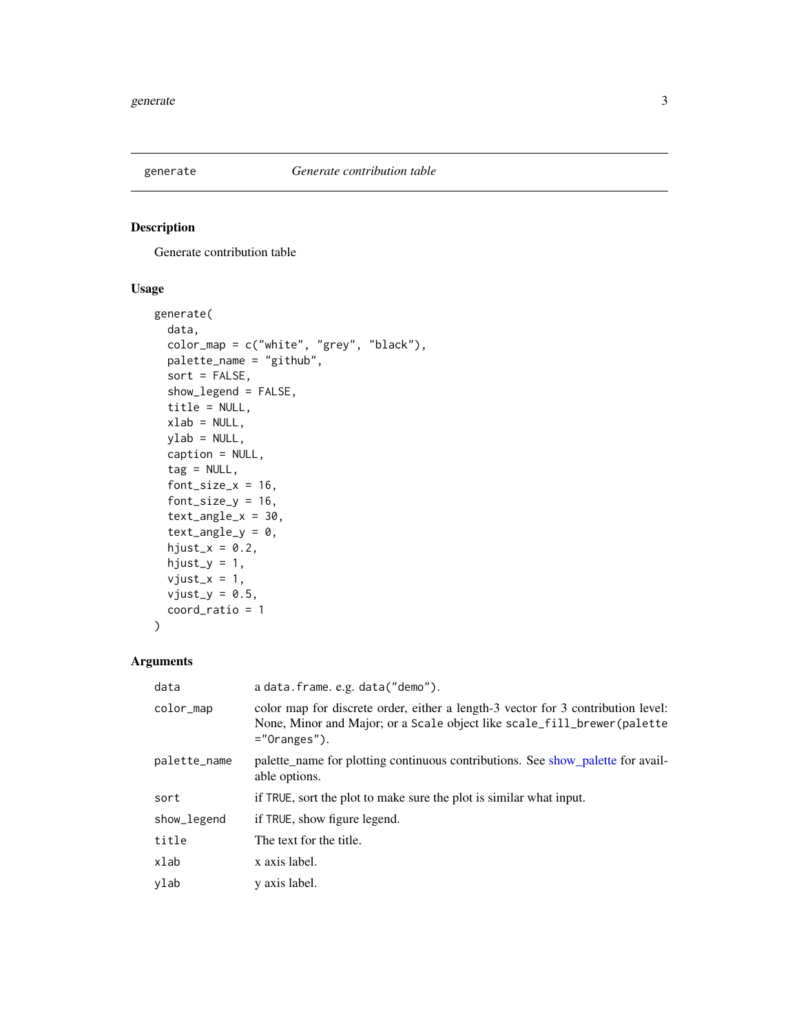## generate — *Generate contribution table*

### Description

Generate contribution table

### Usage

```
generate(
  data,
  color_map = c("white", "grey", "black"),
  palette_name = "github",
  sort = FALSE,
  show_legend = FALSE,
  title = NULL,
  xlab = NULL,
  ylab = NULL,
  caption = NULL,
  tag = NULL,
  font_size_x = 16,
  font_size_y = 16,
  text_angle_x = 30,
  text_angle_y = 0,
  hjust_x = 0.2,
  hjust_y = 1,
  vjust_x = 1,
  vjust_y = 0.5,
  coord_ratio = 1
)
```

### Arguments

| Argument | Description |
|---|---|
| `data` | a `data.frame`. e.g. `data("demo")`. |
| `color_map` | color map for discrete order, either a length-3 vector for 3 contribution level: None, Minor and Major; or a `Scale` object like `scale_fill_brewer(palette ="Oranges")`. |
| `palette_name` | palette_name for plotting continuous contributions. See show_palette for available options. |
| `sort` | if `TRUE`, sort the plot to make sure the plot is similar what input. |
| `show_legend` | if `TRUE`, show figure legend. |
| `title` | The text for the title. |
| `xlab` | x axis label. |
| `ylab` | y axis label. |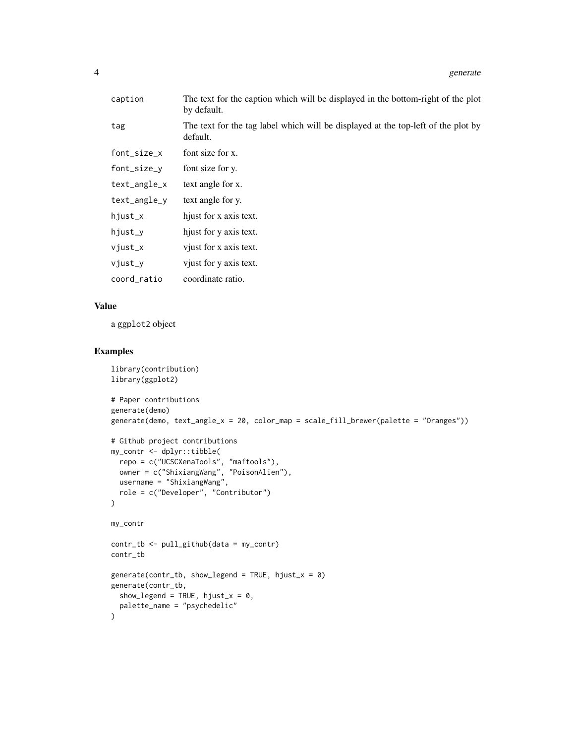| | |
|---|---|
| caption | The text for the caption which will be displayed in the bottom-right of the plot by default. |
| tag | The text for the tag label which will be displayed at the top-left of the plot by default. |
| font_size_x | font size for x. |
| font_size_y | font size for y. |
| text_angle_x | text angle for x. |
| text_angle_y | text angle for y. |
| hjust_x | hjust for x axis text. |
| hjust_y | hjust for y axis text. |
| vjust_x | vjust for x axis text. |
| vjust_y | vjust for y axis text. |
| coord_ratio | coordinate ratio. |

## Value

a ggplot2 object

## Examples

```
library(contribution)
library(ggplot2)

# Paper contributions
generate(demo)
generate(demo, text_angle_x = 20, color_map = scale_fill_brewer(palette = "Oranges"))

# Github project contributions
my_contr <- dplyr::tibble(
  repo = c("UCSCXenaTools", "maftools"),
  owner = c("ShixiangWang", "PoisonAlien"),
  username = "ShixiangWang",
  role = c("Developer", "Contributor")
)

my_contr

contr_tb <- pull_github(data = my_contr)
contr_tb

generate(contr_tb, show_legend = TRUE, hjust_x = 0)
generate(contr_tb,
  show_legend = TRUE, hjust_x = 0,
  palette_name = "psychedelic"
)
```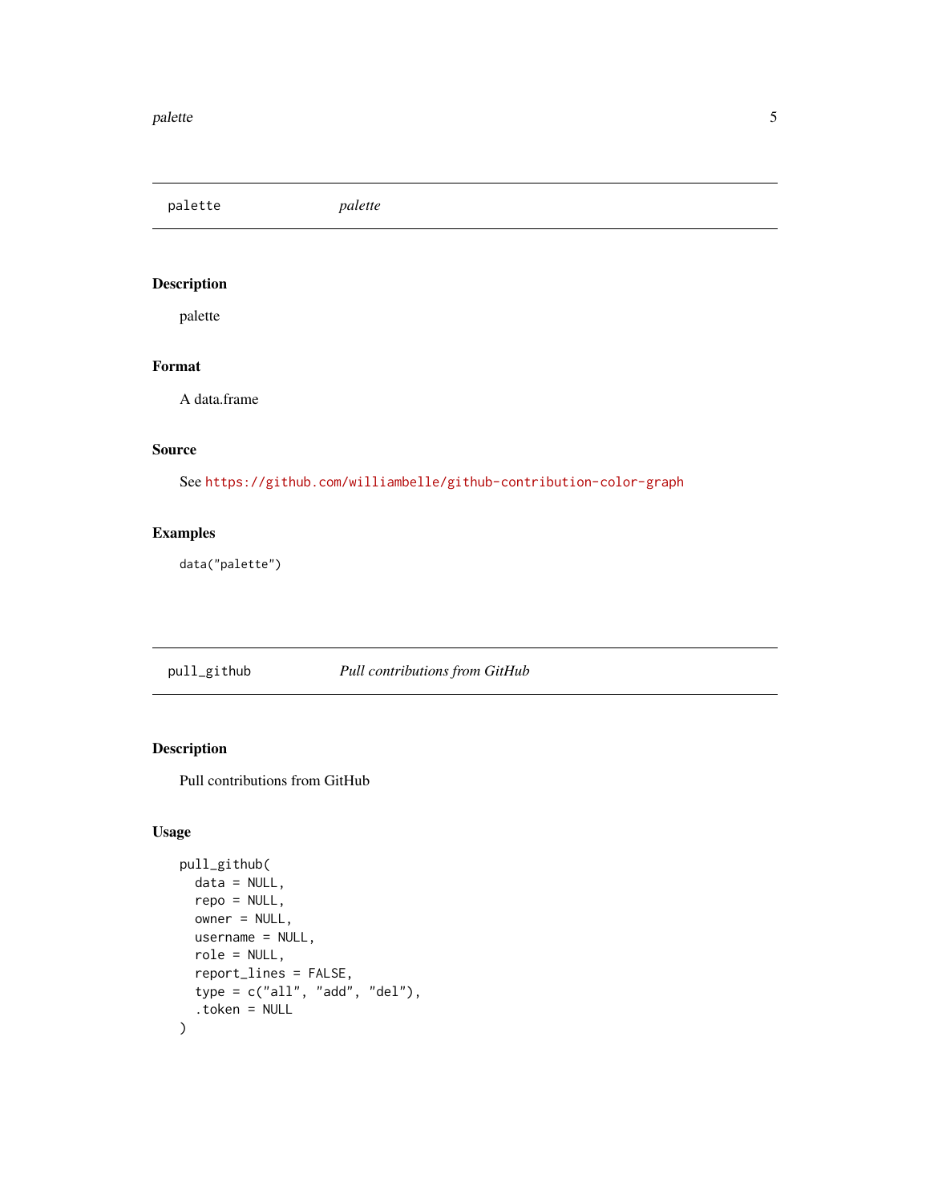## palette — *palette*

### Description

palette

### Format

A data.frame

### Source

See https://github.com/williambelle/github-contribution-color-graph

### Examples

```
data("palette")
```

## pull_github — *Pull contributions from GitHub*

### Description

Pull contributions from GitHub

### Usage

```
pull_github(
  data = NULL,
  repo = NULL,
  owner = NULL,
  username = NULL,
  role = NULL,
  report_lines = FALSE,
  type = c("all", "add", "del"),
  .token = NULL
)
```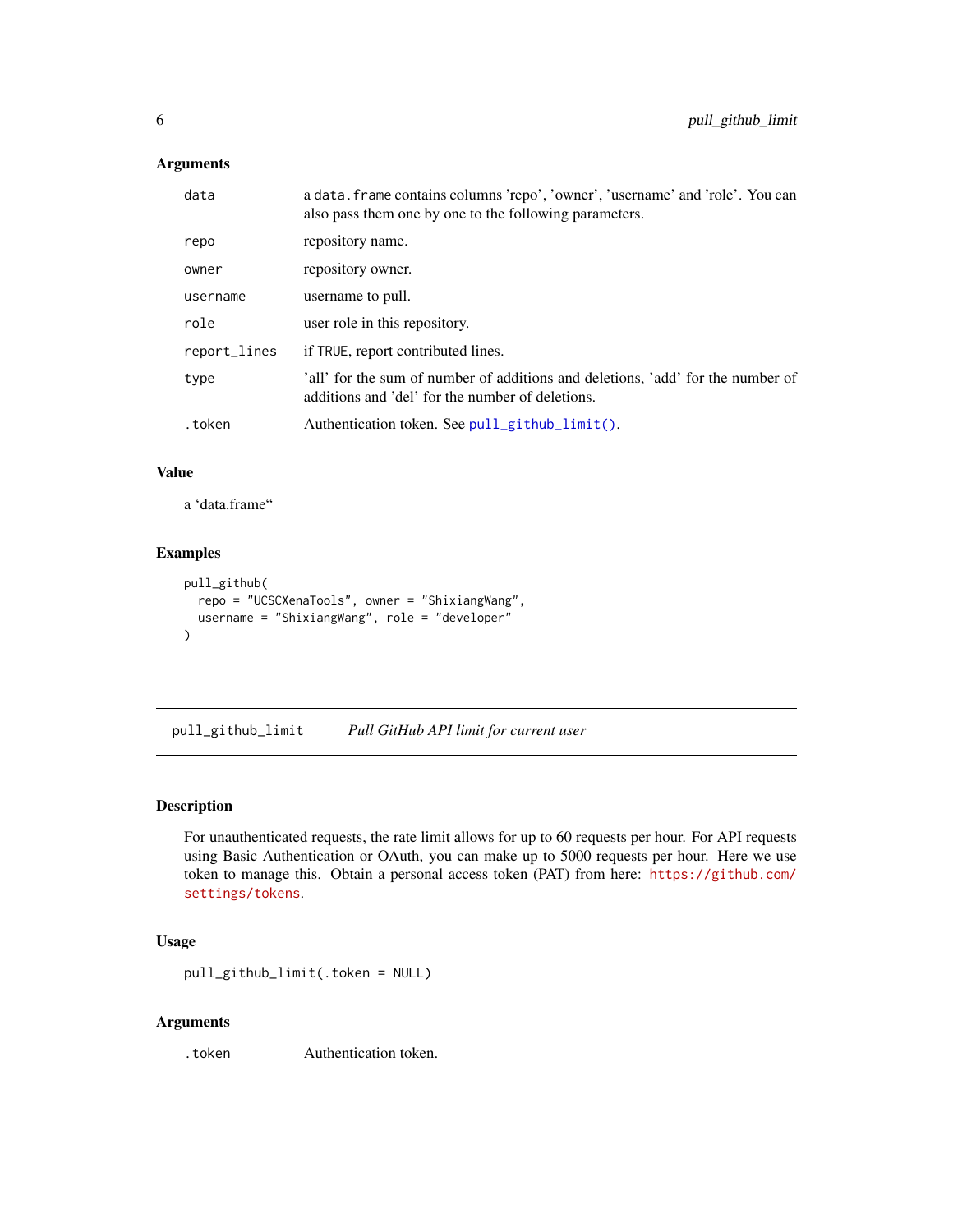### Arguments

| | |
|---|---|
| data | a `data.frame` contains columns 'repo', 'owner', 'username' and 'role'. You can also pass them one by one to the following parameters. |
| repo | repository name. |
| owner | repository owner. |
| username | username to pull. |
| role | user role in this repository. |
| report_lines | if `TRUE`, report contributed lines. |
| type | 'all' for the sum of number of additions and deletions, 'add' for the number of additions and 'del' for the number of deletions. |
| .token | Authentication token. See `pull_github_limit()`. |

### Value

a 'data.frame"

### Examples

```
pull_github(
  repo = "UCSCXenaTools", owner = "ShixiangWang",
  username = "ShixiangWang", role = "developer"
)
```

---

## pull_github_limit — *Pull GitHub API limit for current user*

---

### Description

For unauthenticated requests, the rate limit allows for up to 60 requests per hour. For API requests using Basic Authentication or OAuth, you can make up to 5000 requests per hour. Here we use token to manage this. Obtain a personal access token (PAT) from here: https://github.com/settings/tokens.

### Usage

```
pull_github_limit(.token = NULL)
```

### Arguments

| | |
|---|---|
| .token | Authentication token. |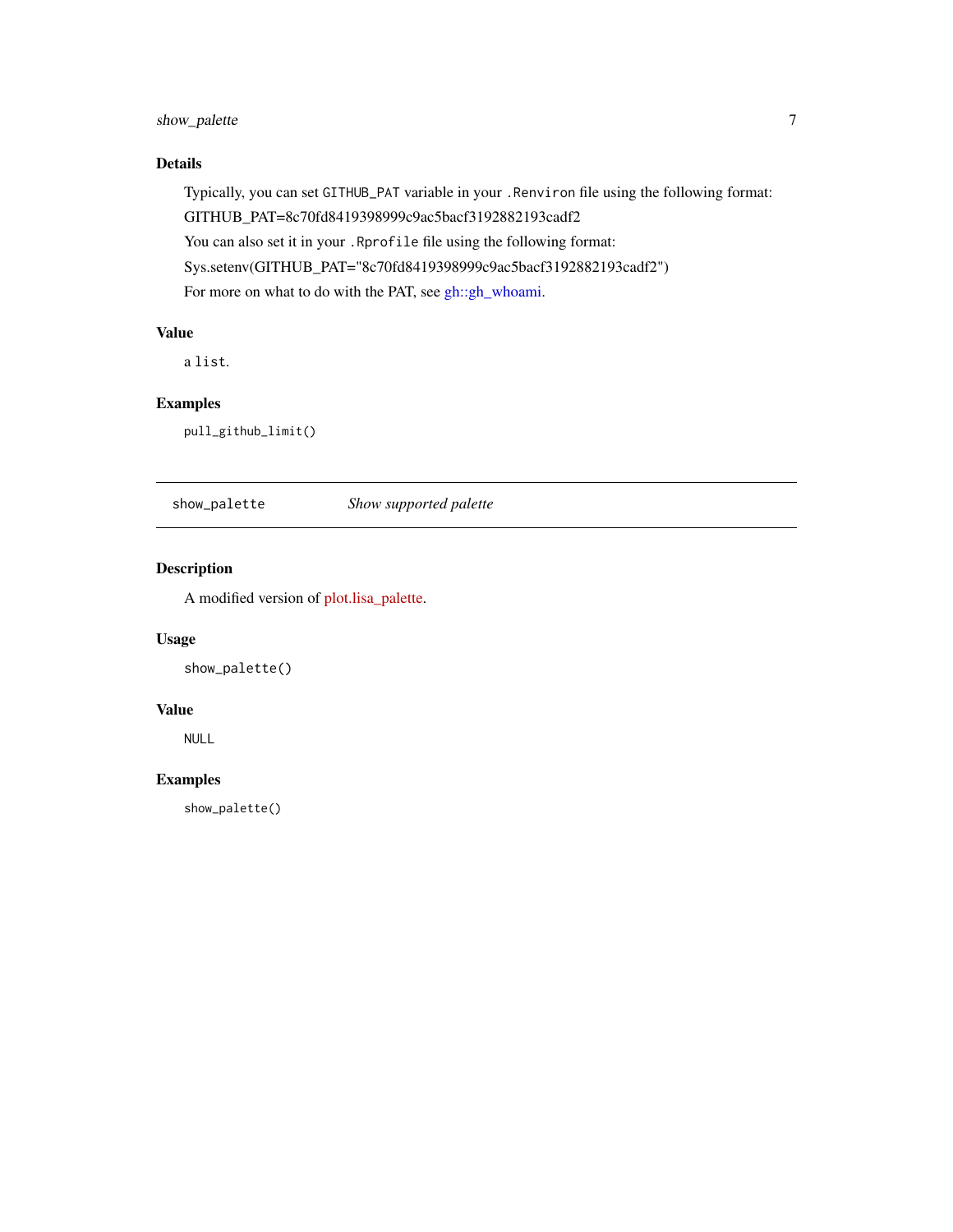### Details

Typically, you can set `GITHUB_PAT` variable in your `.Renviron` file using the following format:

GITHUB_PAT=8c70fd8419398999c9ac5bacf3192882193cadf2

You can also set it in your `.Rprofile` file using the following format:

Sys.setenv(GITHUB_PAT="8c70fd8419398999c9ac5bacf3192882193cadf2")

For more on what to do with the PAT, see gh::gh_whoami.

### Value

a `list`.

### Examples

```
pull_github_limit()
```

---

## show_palette — *Show supported palette*

---

### Description

A modified version of plot.lisa_palette.

### Usage

```
show_palette()
```

### Value

`NULL`

### Examples

```
show_palette()
```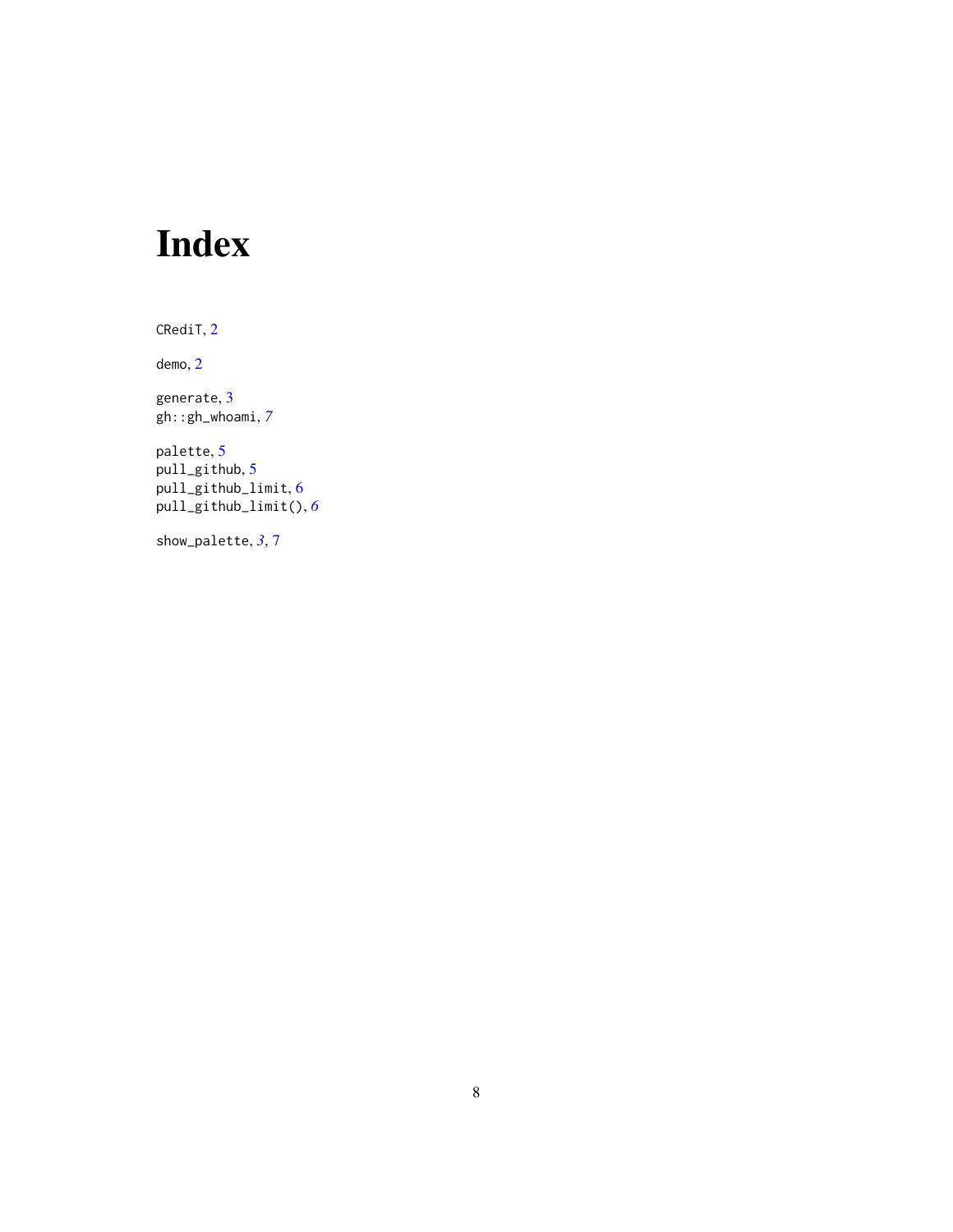# Index

CRediT, 2

demo, 2

generate, 3
gh::gh_whoami, *7*

palette, 5
pull_github, 5
pull_github_limit, 6
pull_github_limit(), *6*

show_palette, *3*, 7